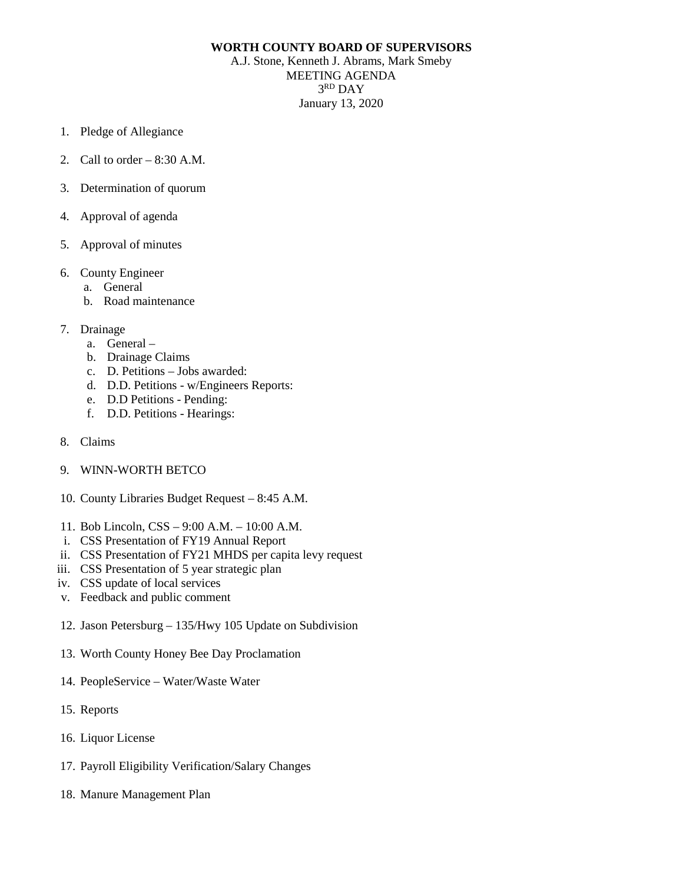**WORTH COUNTY BOARD OF SUPERVISORS**

A.J. Stone, Kenneth J. Abrams, Mark Smeby

MEETING AGENDA

3RD DAY

January 13, 2020

1. Pledge of Allegiance
2. Call to order – 8:30 A.M.
3. Determination of quorum
4. Approval of agenda
5. Approval of minutes
6. County Engineer
   a. General
   b. Road maintenance
7. Drainage
   a. General –
   b. Drainage Claims
   c. D. Petitions – Jobs awarded:
   d. D.D. Petitions - w/Engineers Reports:
   e. D.D Petitions - Pending:
   f. D.D. Petitions - Hearings:
8. Claims
9. WINN-WORTH BETCO
10. County Libraries Budget Request – 8:45 A.M.
11. Bob Lincoln, CSS – 9:00 A.M. – 10:00 A.M.
    i. CSS Presentation of FY19 Annual Report
    ii. CSS Presentation of FY21 MHDS per capita levy request
    iii. CSS Presentation of 5 year strategic plan
    iv. CSS update of local services
    v. Feedback and public comment
12. Jason Petersburg – 135/Hwy 105 Update on Subdivision
13. Worth County Honey Bee Day Proclamation
14. PeopleService – Water/Waste Water
15. Reports
16. Liquor License
17. Payroll Eligibility Verification/Salary Changes
18. Manure Management Plan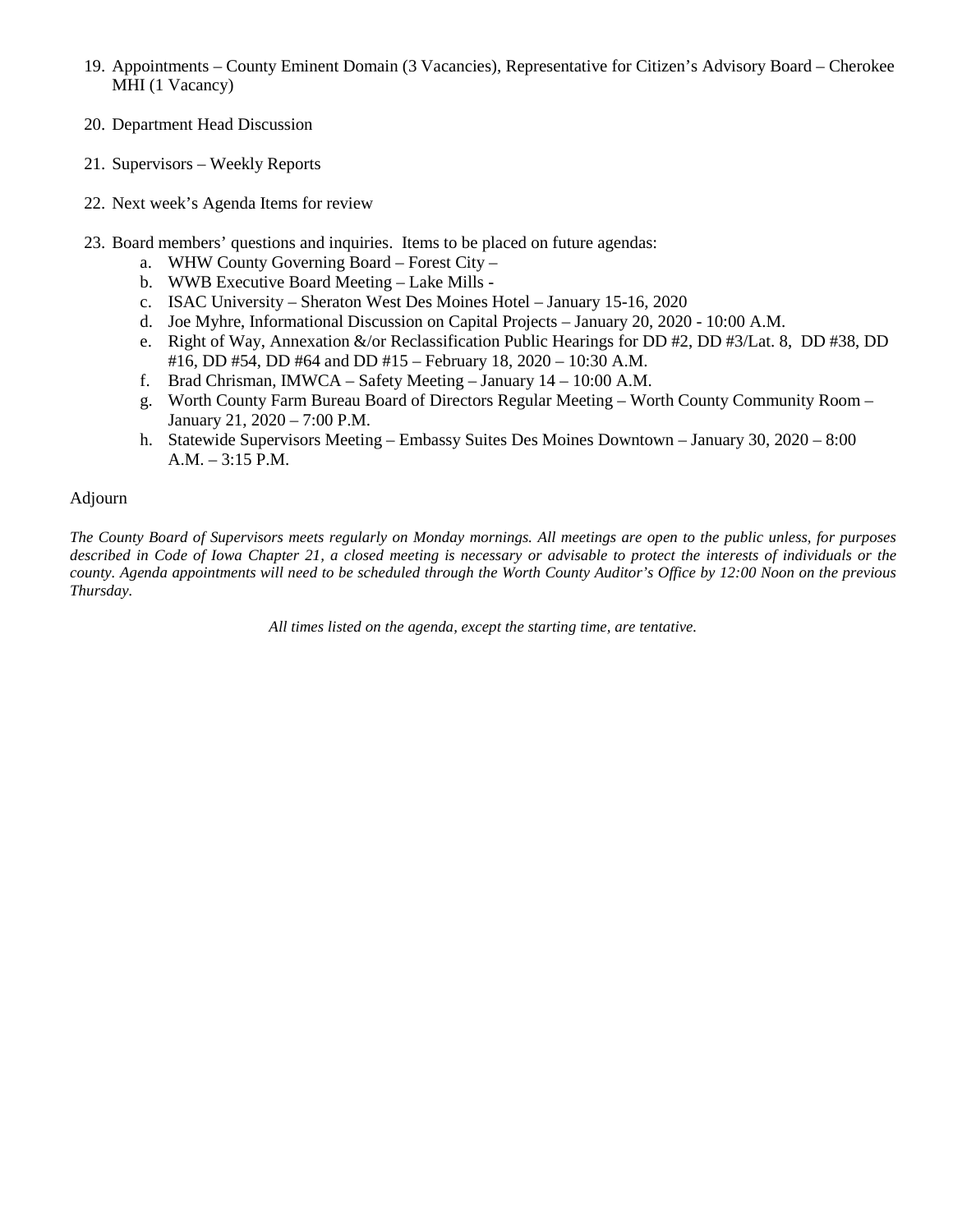19. Appointments – County Eminent Domain (3 Vacancies), Representative for Citizen's Advisory Board – Cherokee MHI (1 Vacancy)

20. Department Head Discussion

21. Supervisors – Weekly Reports

22. Next week's Agenda Items for review

23. Board members' questions and inquiries. Items to be placed on future agendas:
    a. WHW County Governing Board – Forest City –
    b. WWB Executive Board Meeting – Lake Mills -
    c. ISAC University – Sheraton West Des Moines Hotel – January 15-16, 2020
    d. Joe Myhre, Informational Discussion on Capital Projects – January 20, 2020 - 10:00 A.M.
    e. Right of Way, Annexation &/or Reclassification Public Hearings for DD #2, DD #3/Lat. 8, DD #38, DD #16, DD #54, DD #64 and DD #15 – February 18, 2020 – 10:30 A.M.
    f. Brad Chrisman, IMWCA – Safety Meeting – January 14 – 10:00 A.M.
    g. Worth County Farm Bureau Board of Directors Regular Meeting – Worth County Community Room – January 21, 2020 – 7:00 P.M.
    h. Statewide Supervisors Meeting – Embassy Suites Des Moines Downtown – January 30, 2020 – 8:00 A.M. – 3:15 P.M.

Adjourn

*The County Board of Supervisors meets regularly on Monday mornings. All meetings are open to the public unless, for purposes described in Code of Iowa Chapter 21, a closed meeting is necessary or advisable to protect the interests of individuals or the county. Agenda appointments will need to be scheduled through the Worth County Auditor's Office by 12:00 Noon on the previous Thursday.*

*All times listed on the agenda, except the starting time, are tentative.*